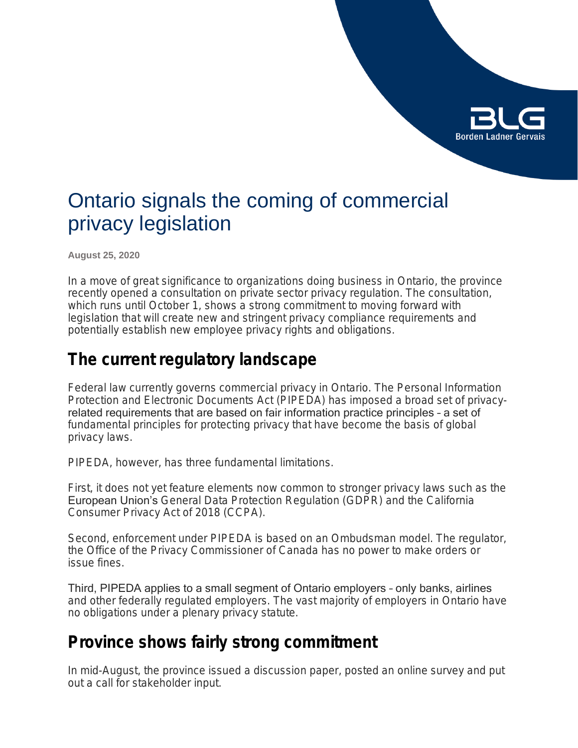# Ontario signals the coming of commercial privacy legislation

**August 25, 2020**

In a move of great significance to organizations doing business in Ontario, the province recently opened a consultation on private sector privacy regulation. The consultation, which runs until October 1, shows a strong commitment to moving forward with legislation that will create new and stringent privacy compliance requirements and potentially establish new employee privacy rights and obligations.

## The current regulatory landscape

Federal law currently governs commercial privacy in Ontario. The Personal Information Protection and Electronic Documents Act (PIPEDA) has imposed a broad set of privacy-related requirements that are based on fair information practice principles – a set of fundamental principles for protecting privacy that have become the basis of global privacy laws.

PIPEDA, however, has three fundamental limitations.

First, it does not yet feature elements now common to stronger privacy laws such as the European Union's General Data Protection Regulation (GDPR) and the California Consumer Privacy Act of 2018 (CCPA).

Second, enforcement under PIPEDA is based on an Ombudsman model. The regulator, the Office of the Privacy Commissioner of Canada has no power to make orders or issue fines.

Third, PIPEDA applies to a small segment of Ontario employers – only banks, airlines and other federally regulated employers. The vast majority of employers in Ontario have no obligations under a plenary privacy statute.

## Province shows fairly strong commitment

In mid-August, the province issued a discussion paper, posted an online survey and put out a call for stakeholder input.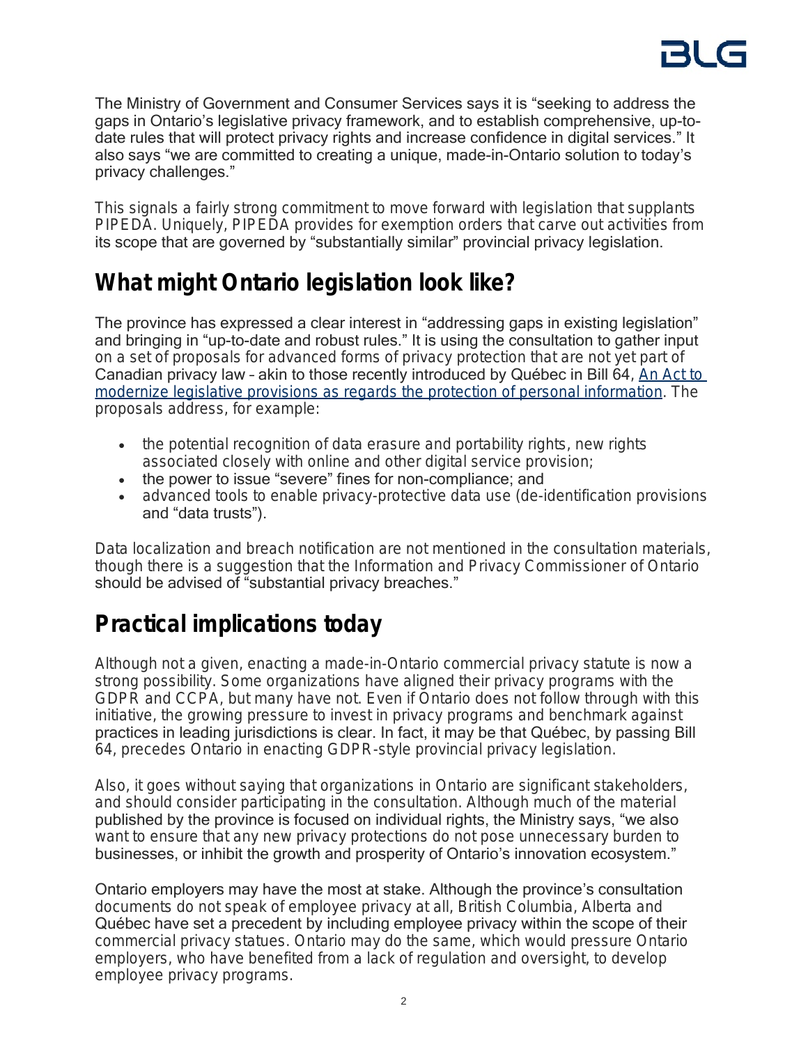The Ministry of Government and Consumer Services says it is "seeking to address the gaps in Ontario's legislative privacy framework, and to establish comprehensive, up-to-date rules that will protect privacy rights and increase confidence in digital services." It also says "we are committed to creating a unique, made-in-Ontario solution to today's privacy challenges."

This signals a fairly strong commitment to move forward with legislation that supplants PIPEDA. Uniquely, PIPEDA provides for exemption orders that carve out activities from its scope that are governed by "substantially similar" provincial privacy legislation.

## What might Ontario legislation look like?

The province has expressed a clear interest in "addressing gaps in existing legislation" and bringing in "up-to-date and robust rules." It is using the consultation to gather input on a set of proposals for advanced forms of privacy protection that are not yet part of Canadian privacy law – akin to those recently introduced by Québec in Bill 64, An Act to modernize legislative provisions as regards the protection of personal information. The proposals address, for example:

- the potential recognition of data erasure and portability rights, new rights associated closely with online and other digital service provision;
- the power to issue "severe" fines for non-compliance; and
- advanced tools to enable privacy-protective data use (de-identification provisions and "data trusts").

Data localization and breach notification are not mentioned in the consultation materials, though there is a suggestion that the Information and Privacy Commissioner of Ontario should be advised of "substantial privacy breaches."

## Practical implications today

Although not a given, enacting a made-in-Ontario commercial privacy statute is now a strong possibility. Some organizations have aligned their privacy programs with the GDPR and CCPA, but many have not. Even if Ontario does not follow through with this initiative, the growing pressure to invest in privacy programs and benchmark against practices in leading jurisdictions is clear. In fact, it may be that Québec, by passing Bill 64, precedes Ontario in enacting GDPR-style provincial privacy legislation.

Also, it goes without saying that organizations in Ontario are significant stakeholders, and should consider participating in the consultation. Although much of the material published by the province is focused on individual rights, the Ministry says, "we also want to ensure that any new privacy protections do not pose unnecessary burden to businesses, or inhibit the growth and prosperity of Ontario's innovation ecosystem."

Ontario employers may have the most at stake. Although the province's consultation documents do not speak of employee privacy at all, British Columbia, Alberta and Québec have set a precedent by including employee privacy within the scope of their commercial privacy statues. Ontario may do the same, which would pressure Ontario employers, who have benefited from a lack of regulation and oversight, to develop employee privacy programs.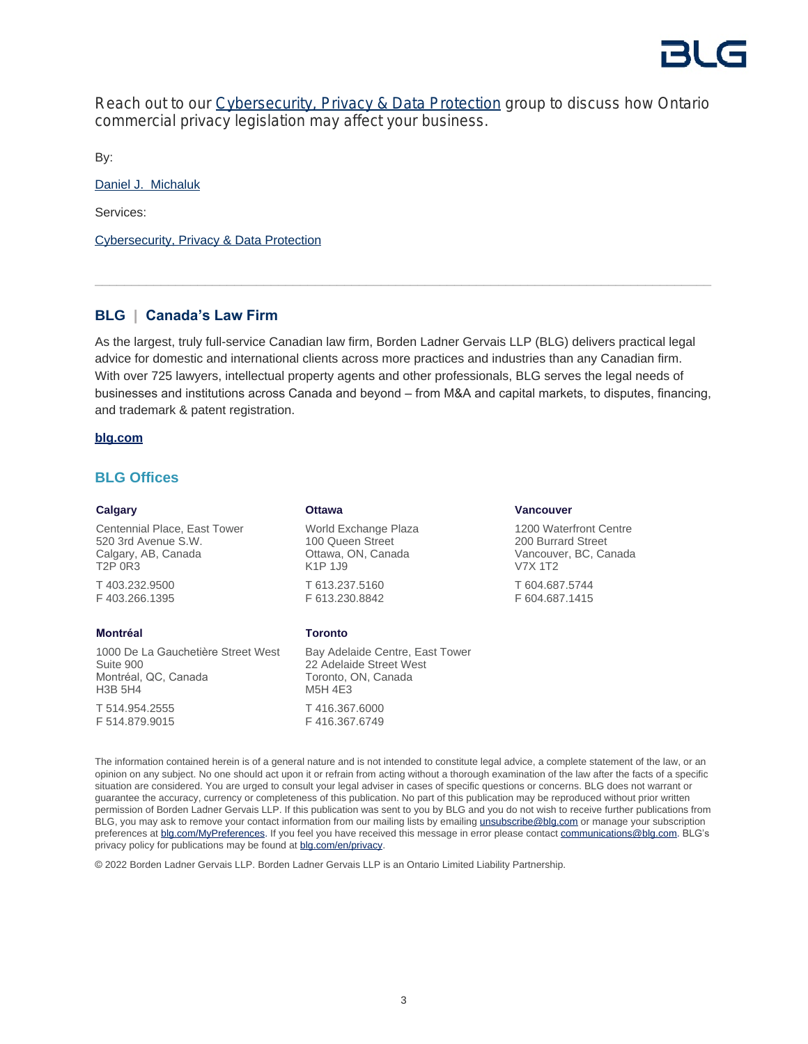Reach out to our Cybersecurity, Privacy & Data Protection group to discuss how Ontario commercial privacy legislation may affect your business.

By:

Daniel J. Michaluk

Services:

Cybersecurity, Privacy & Data Protection

---

## BLG | Canada's Law Firm

As the largest, truly full-service Canadian law firm, Borden Ladner Gervais LLP (BLG) delivers practical legal advice for domestic and international clients across more practices and industries than any Canadian firm. With over 725 lawyers, intellectual property agents and other professionals, BLG serves the legal needs of businesses and institutions across Canada and beyond – from M&A and capital markets, to disputes, financing, and trademark & patent registration.

**blg.com**

## BLG Offices

**Calgary**

Centennial Place, East Tower
520 3rd Avenue S.W.
Calgary, AB, Canada
T2P 0R3

T 403.232.9500
F 403.266.1395

**Ottawa**

World Exchange Plaza
100 Queen Street
Ottawa, ON, Canada
K1P 1J9

T 613.237.5160
F 613.230.8842

**Vancouver**

1200 Waterfront Centre
200 Burrard Street
Vancouver, BC, Canada
V7X 1T2

T 604.687.5744
F 604.687.1415

**Montréal**

1000 De La Gauchetière Street West
Suite 900
Montréal, QC, Canada
H3B 5H4

T 514.954.2555
F 514.879.9015

**Toronto**

Bay Adelaide Centre, East Tower
22 Adelaide Street West
Toronto, ON, Canada
M5H 4E3

T 416.367.6000
F 416.367.6749

The information contained herein is of a general nature and is not intended to constitute legal advice, a complete statement of the law, or an opinion on any subject. No one should act upon it or refrain from acting without a thorough examination of the law after the facts of a specific situation are considered. You are urged to consult your legal adviser in cases of specific questions or concerns. BLG does not warrant or guarantee the accuracy, currency or completeness of this publication. No part of this publication may be reproduced without prior written permission of Borden Ladner Gervais LLP. If this publication was sent to you by BLG and you do not wish to receive further publications from BLG, you may ask to remove your contact information from our mailing lists by emailing unsubscribe@blg.com or manage your subscription preferences at blg.com/MyPreferences. If you feel you have received this message in error please contact communications@blg.com. BLG's privacy policy for publications may be found at blg.com/en/privacy.

© 2022 Borden Ladner Gervais LLP. Borden Ladner Gervais LLP is an Ontario Limited Liability Partnership.